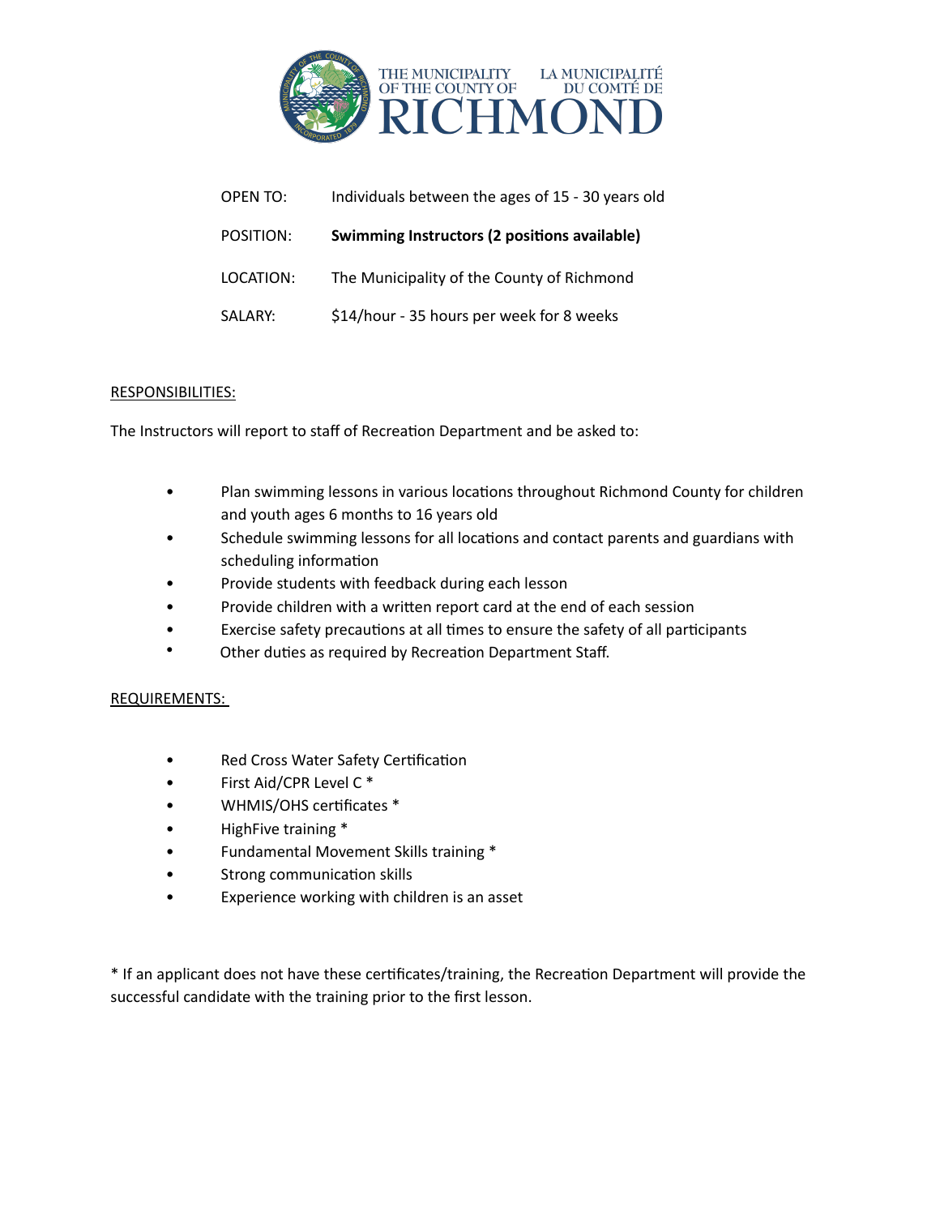THE MUNICIPALITY OF THE COUNTY OF RICHMOND
LA MUNICIPALITÉ DU COMTÉ DE RICHMOND

| | |
|---|---|
| OPEN TO: | Individuals between the ages of 15 - 30 years old |
| POSITION: | **Swimming Instructors (2 positions available)** |
| LOCATION: | The Municipality of the County of Richmond |
| SALARY: | $14/hour - 35 hours per week for 8 weeks |

## RESPONSIBILITIES:

The Instructors will report to staff of Recreation Department and be asked to:

- Plan swimming lessons in various locations throughout Richmond County for children and youth ages 6 months to 16 years old
- Schedule swimming lessons for all locations and contact parents and guardians with scheduling information
- Provide students with feedback during each lesson
- Provide children with a written report card at the end of each session
- Exercise safety precautions at all times to ensure the safety of all participants
- Other duties as required by Recreation Department Staff.

## REQUIREMENTS:

- Red Cross Water Safety Certification
- First Aid/CPR Level C *
- WHMIS/OHS certificates *
- HighFive training *
- Fundamental Movement Skills training *
- Strong communication skills
- Experience working with children is an asset

* If an applicant does not have these certificates/training, the Recreation Department will provide the successful candidate with the training prior to the first lesson.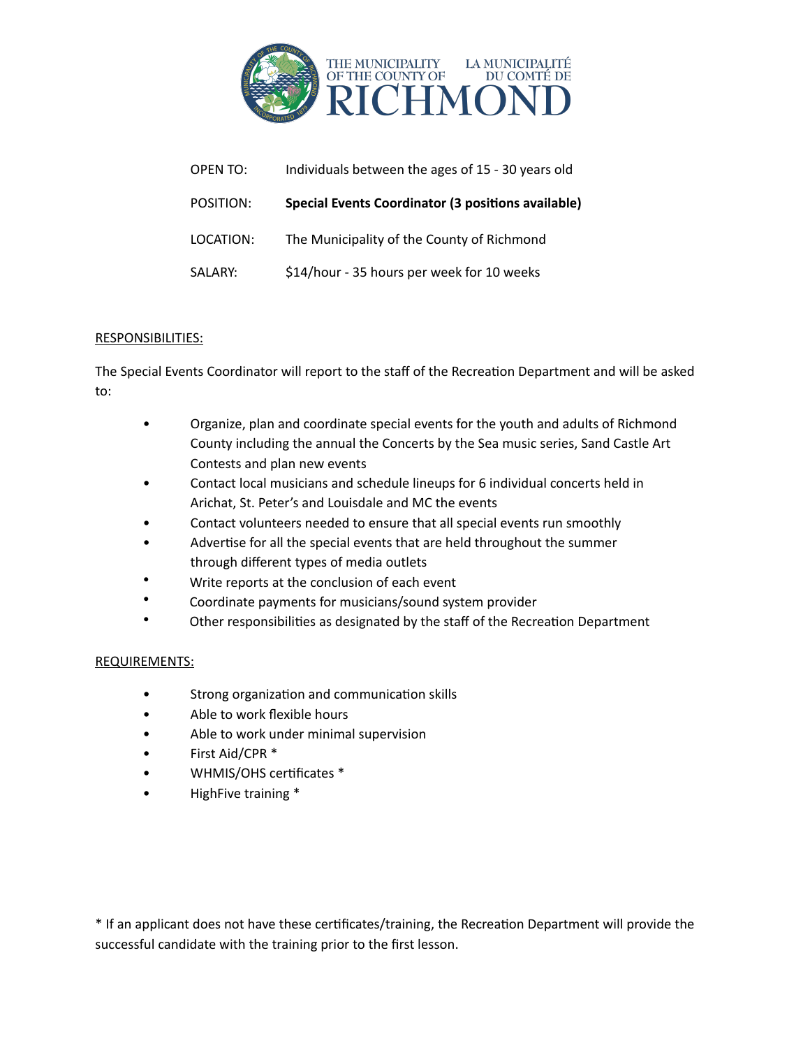THE MUNICIPALITY OF THE COUNTY OF RICHMOND — LA MUNICIPALITÉ DU COMTÉ DE RICHMOND

| | |
|---|---|
| OPEN TO: | Individuals between the ages of 15 - 30 years old |
| POSITION: | **Special Events Coordinator (3 positions available)** |
| LOCATION: | The Municipality of the County of Richmond |
| SALARY: | $14/hour - 35 hours per week for 10 weeks |

## RESPONSIBILITIES:

The Special Events Coordinator will report to the staff of the Recreation Department and will be asked to:

- Organize, plan and coordinate special events for the youth and adults of Richmond County including the annual the Concerts by the Sea music series, Sand Castle Art Contests and plan new events
- Contact local musicians and schedule lineups for 6 individual concerts held in Arichat, St. Peter's and Louisdale and MC the events
- Contact volunteers needed to ensure that all special events run smoothly
- Advertise for all the special events that are held throughout the summer through different types of media outlets
- Write reports at the conclusion of each event
- Coordinate payments for musicians/sound system provider
- Other responsibilities as designated by the staff of the Recreation Department

## REQUIREMENTS:

- Strong organization and communication skills
- Able to work flexible hours
- Able to work under minimal supervision
- First Aid/CPR *
- WHMIS/OHS certificates *
- HighFive training *

* If an applicant does not have these certificates/training, the Recreation Department will provide the successful candidate with the training prior to the first lesson.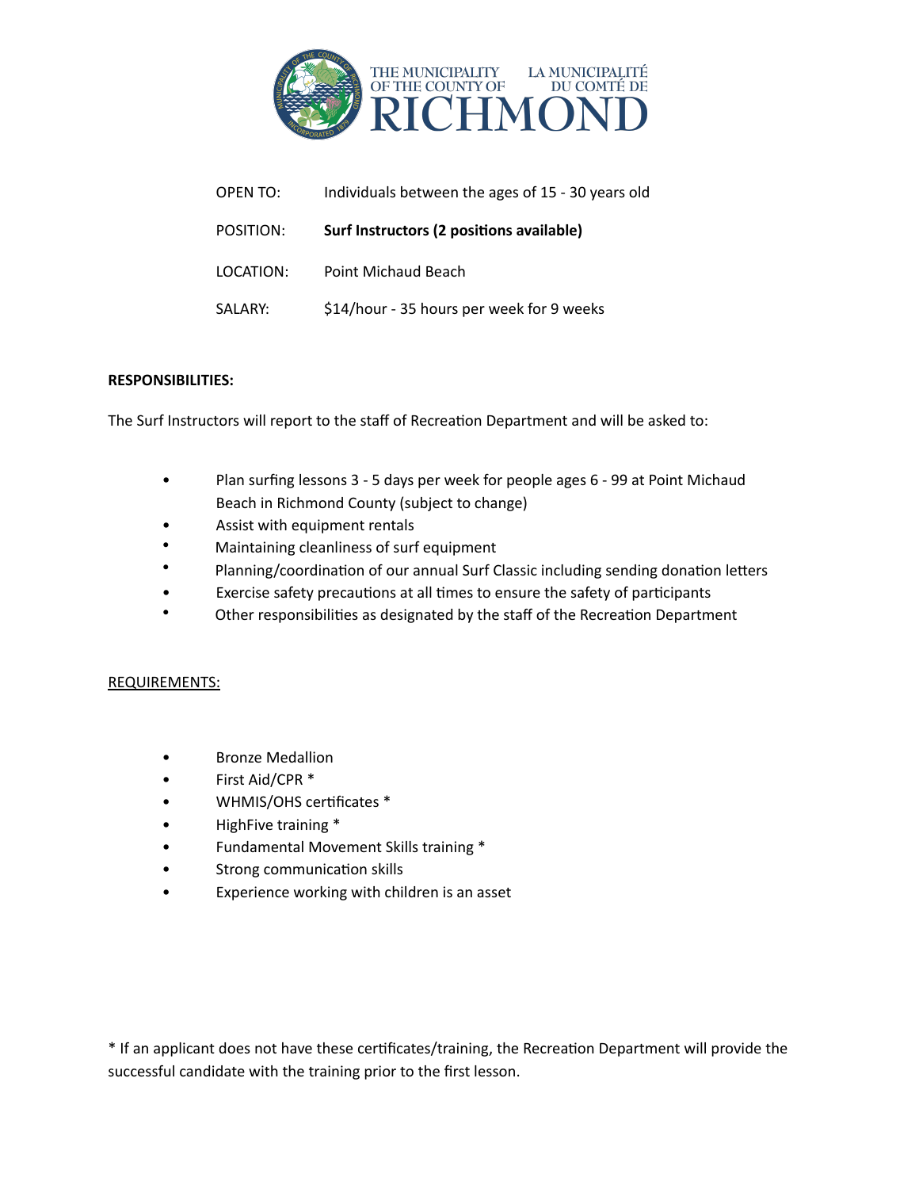THE MUNICIPALITY OF THE COUNTY OF RICHMOND | LA MUNICIPALITÉ DU COMTÉ DE RICHMOND

| | |
|---|---|
| OPEN TO: | Individuals between the ages of 15 - 30 years old |
| POSITION: | **Surf Instructors (2 positions available)** |
| LOCATION: | Point Michaud Beach |
| SALARY: | $14/hour - 35 hours per week for 9 weeks |

**RESPONSIBILITIES:**

The Surf Instructors will report to the staff of Recreation Department and will be asked to:

- Plan surfing lessons 3 - 5 days per week for people ages 6 - 99 at Point Michaud Beach in Richmond County (subject to change)
- Assist with equipment rentals
- Maintaining cleanliness of surf equipment
- Planning/coordination of our annual Surf Classic including sending donation letters
- Exercise safety precautions at all times to ensure the safety of participants
- Other responsibilities as designated by the staff of the Recreation Department

<u>REQUIREMENTS:</u>

- Bronze Medallion
- First Aid/CPR *
- WHMIS/OHS certificates *
- HighFive training *
- Fundamental Movement Skills training *
- Strong communication skills
- Experience working with children is an asset

* If an applicant does not have these certificates/training, the Recreation Department will provide the successful candidate with the training prior to the first lesson.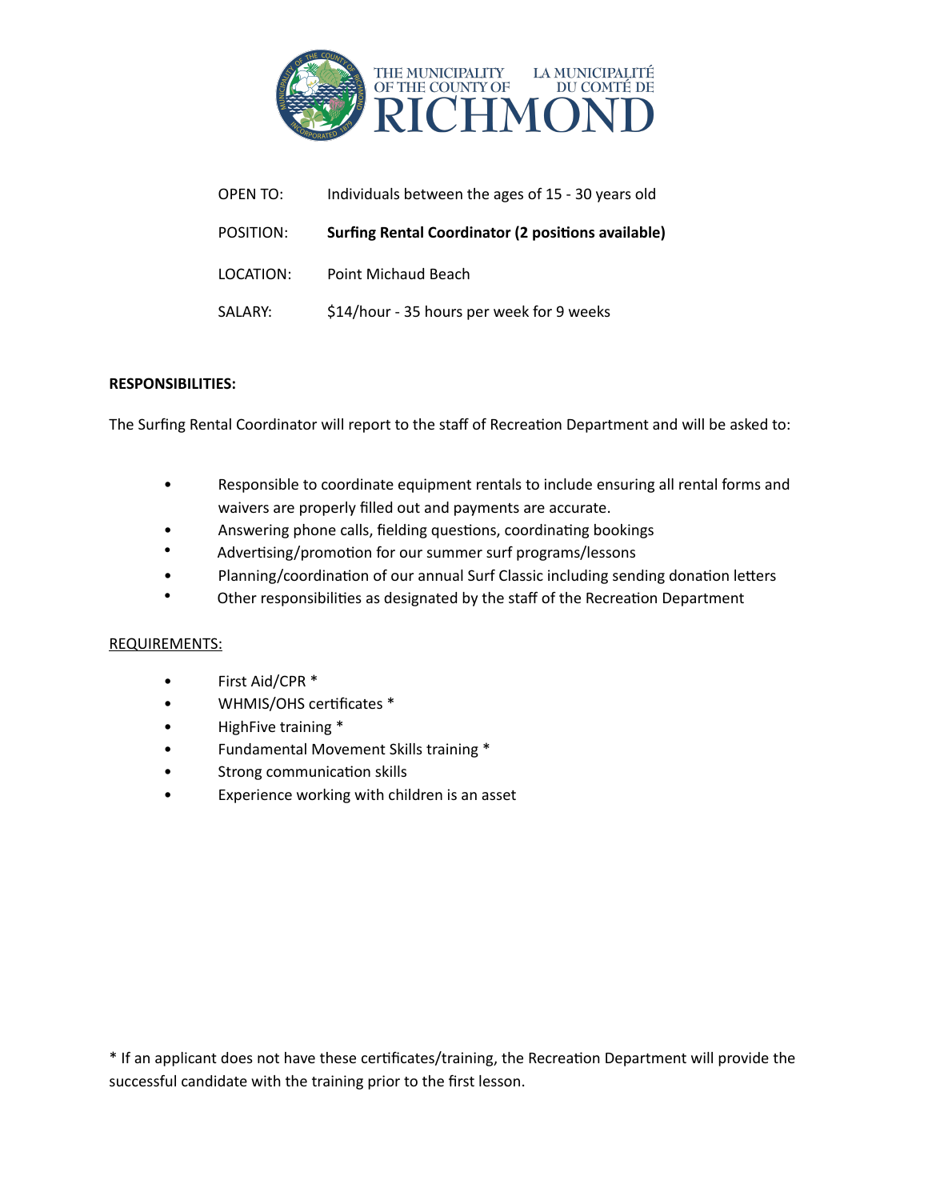THE MUNICIPALITY OF THE COUNTY OF RICHMOND
LA MUNICIPALITÉ DU COMTÉ DE RICHMOND

| | |
|---|---|
| OPEN TO: | Individuals between the ages of 15 - 30 years old |
| POSITION: | **Surfing Rental Coordinator (2 positions available)** |
| LOCATION: | Point Michaud Beach |
| SALARY: | $14/hour - 35 hours per week for 9 weeks |

**RESPONSIBILITIES:**

The Surfing Rental Coordinator will report to the staff of Recreation Department and will be asked to:

- Responsible to coordinate equipment rentals to include ensuring all rental forms and waivers are properly filled out and payments are accurate.
- Answering phone calls, fielding questions, coordinating bookings
- Advertising/promotion for our summer surf programs/lessons
- Planning/coordination of our annual Surf Classic including sending donation letters
- Other responsibilities as designated by the staff of the Recreation Department

<u>REQUIREMENTS:</u>

- First Aid/CPR *
- WHMIS/OHS certificates *
- HighFive training *
- Fundamental Movement Skills training *
- Strong communication skills
- Experience working with children is an asset

* If an applicant does not have these certificates/training, the Recreation Department will provide the successful candidate with the training prior to the first lesson.